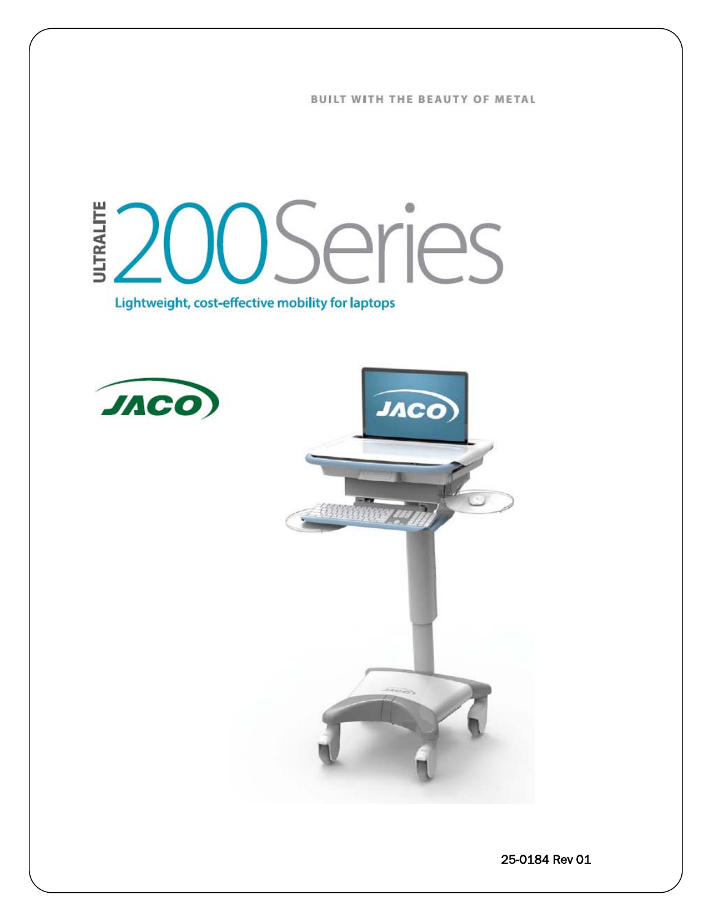BUILT WITH THE BEAUTY OF METAL

# ULTRALITE 200 Series

Lightweight, cost-effective mobility for laptops

JACO

25-0184 Rev 01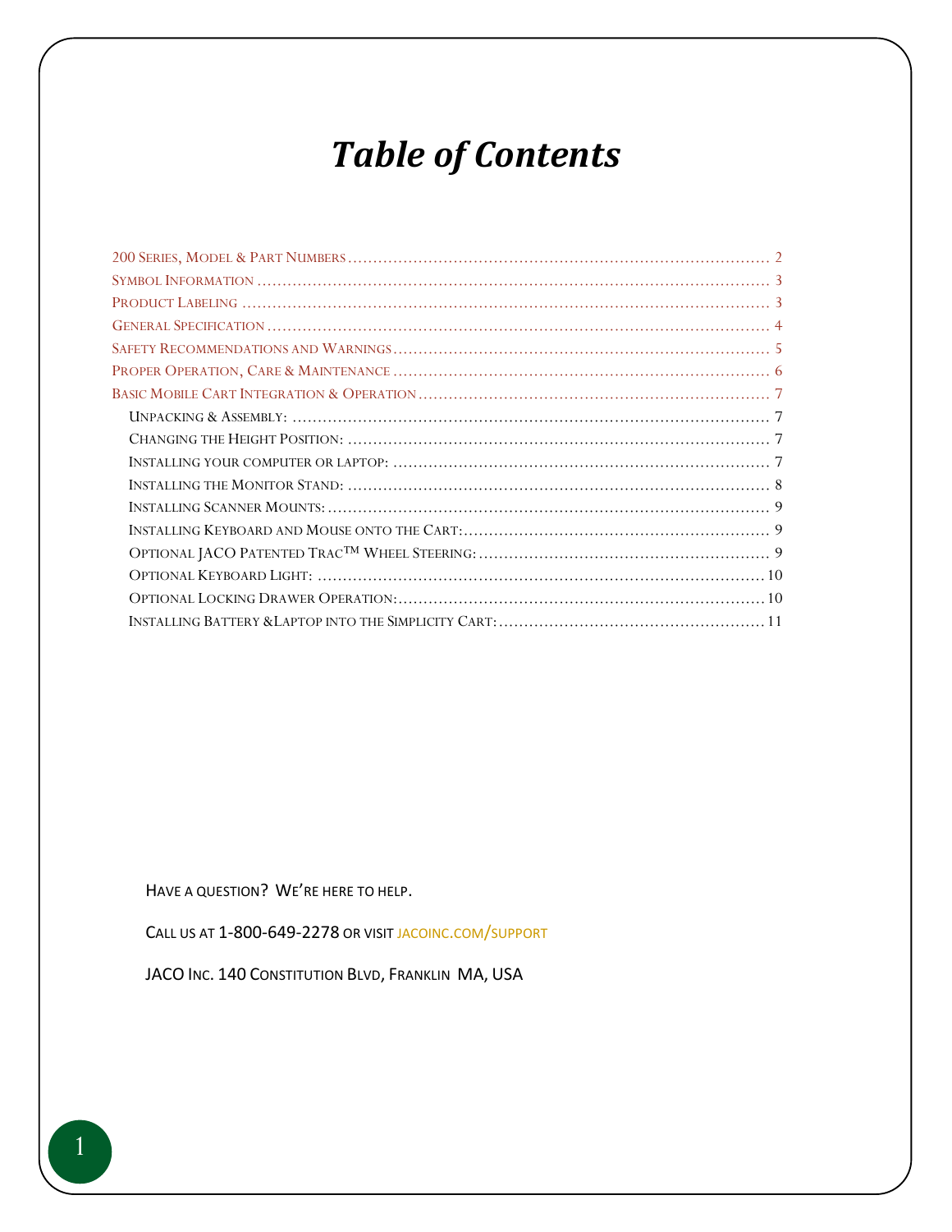# *Table of Contents*

200 Series, Model & Part Numbers ........ 2
Symbol Information ........ 3
Product Labeling ........ 3
General Specification ........ 4
Safety Recommendations and Warnings ........ 5
Proper Operation, Care & Maintenance ........ 6
Basic Mobile Cart Integration & Operation ........ 7
- Unpacking & Assembly: ........ 7
- Changing the Height Position: ........ 7
- Installing your computer or laptop: ........ 7
- Installing the Monitor Stand: ........ 8
- Installing Scanner Mounts: ........ 9
- Installing Keyboard and Mouse onto the Cart: ........ 9
- Optional JACO Patented Trac™ Wheel Steering: ........ 9
- Optional Keyboard Light: ........ 10
- Optional Locking Drawer Operation: ........ 10
- Installing Battery &Laptop into the Simplicity Cart: ........ 11

Have a question? We're here to help.

Call us at 1-800-649-2278 or visit jacoinc.com/support

JACO Inc. 140 Constitution Blvd, Franklin MA, USA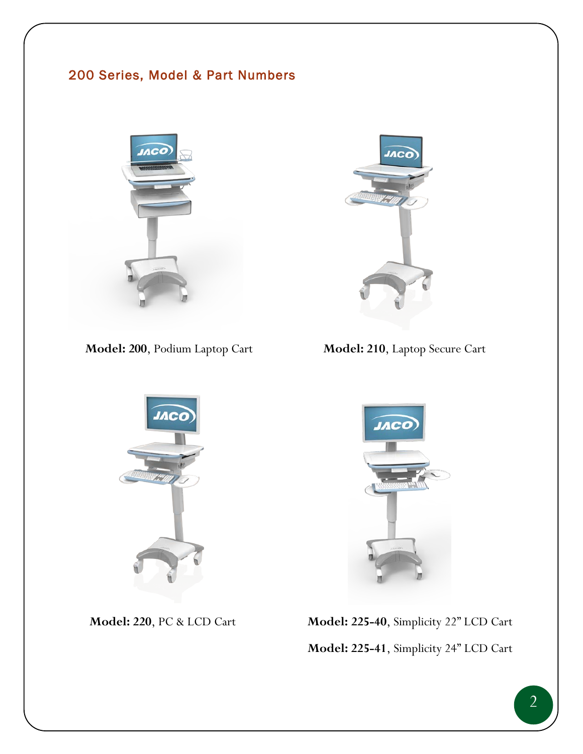## 200 Series, Model & Part Numbers

**Model: 200**, Podium Laptop Cart

**Model: 210**, Laptop Secure Cart

**Model: 220**, PC & LCD Cart

**Model: 225-40**, Simplicity 22" LCD Cart

**Model: 225-41**, Simplicity 24" LCD Cart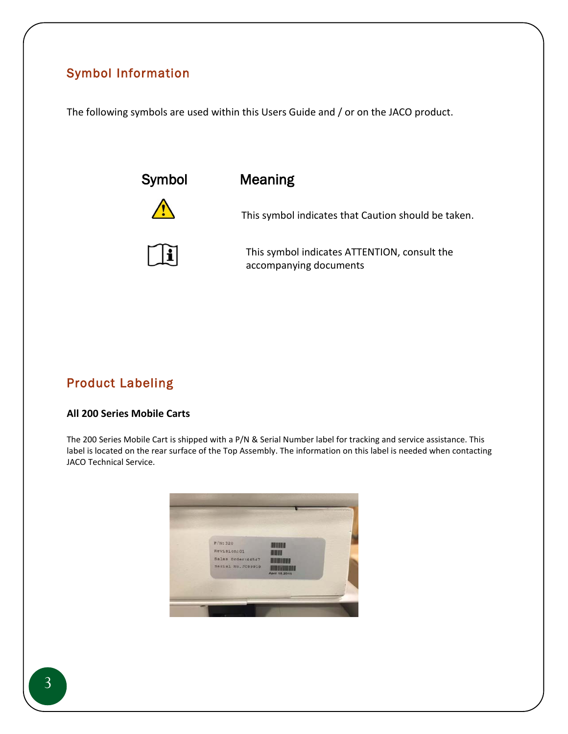## Symbol Information

The following symbols are used within this Users Guide and / or on the JACO product.

| Symbol | Meaning |
|---|---|
| ⚠ | This symbol indicates that Caution should be taken. |
| 📖ℹ | This symbol indicates ATTENTION, consult the accompanying documents |

## Product Labeling

**All 200 Series Mobile Carts**

The 200 Series Mobile Cart is shipped with a P/N & Serial Number label for tracking and service assistance. This label is located on the rear surface of the Top Assembly. The information on this label is needed when contacting JACO Technical Service.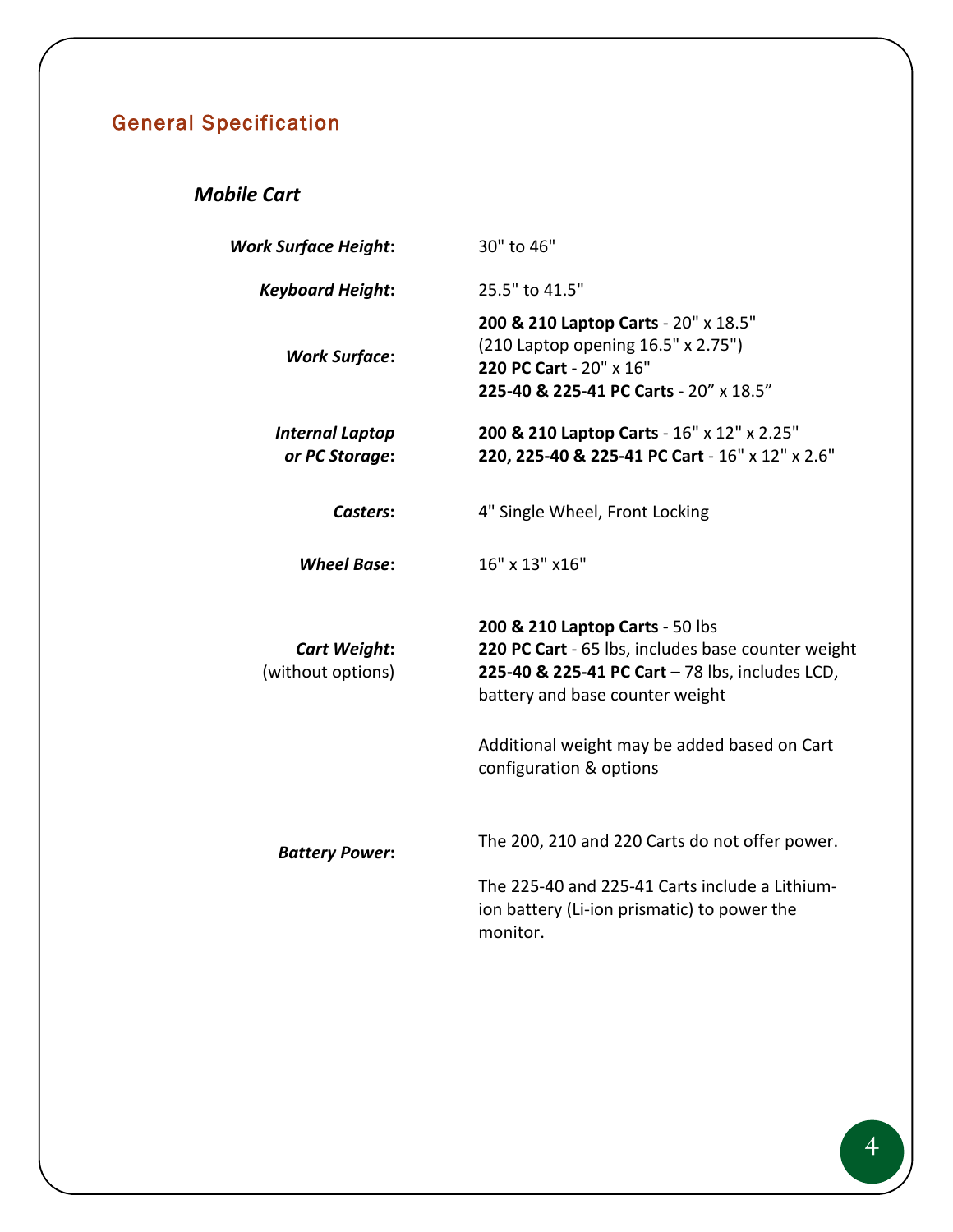## General Specification

### *Mobile Cart*

| | |
|---|---|
| ***Work Surface Height*:** | 30" to 46" |
| ***Keyboard Height*:** | 25.5" to 41.5" |
| ***Work Surface*:** | **200 & 210 Laptop Carts** - 20" x 18.5"<br>(210 Laptop opening 16.5" x 2.75")<br>**220 PC Cart** - 20" x 16"<br>**225-40 & 225-41 PC Carts** - 20" x 18.5" |
| ***Internal Laptop or PC Storage*:** | **200 & 210 Laptop Carts** - 16" x 12" x 2.25"<br>**220, 225-40 & 225-41 PC Cart** - 16" x 12" x 2.6" |
| ***Casters*:** | 4" Single Wheel, Front Locking |
| ***Wheel Base*:** | 16" x 13" x16" |
| ***Cart Weight*:** (without options) | **200 & 210 Laptop Carts** - 50 lbs<br>**220 PC Cart** - 65 lbs, includes base counter weight<br>**225-40 & 225-41 PC Cart** – 78 lbs, includes LCD, battery and base counter weight<br><br>Additional weight may be added based on Cart configuration & options |
| ***Battery Power*:** | The 200, 210 and 220 Carts do not offer power.<br><br>The 225-40 and 225-41 Carts include a Lithium-ion battery (Li-ion prismatic) to power the monitor. |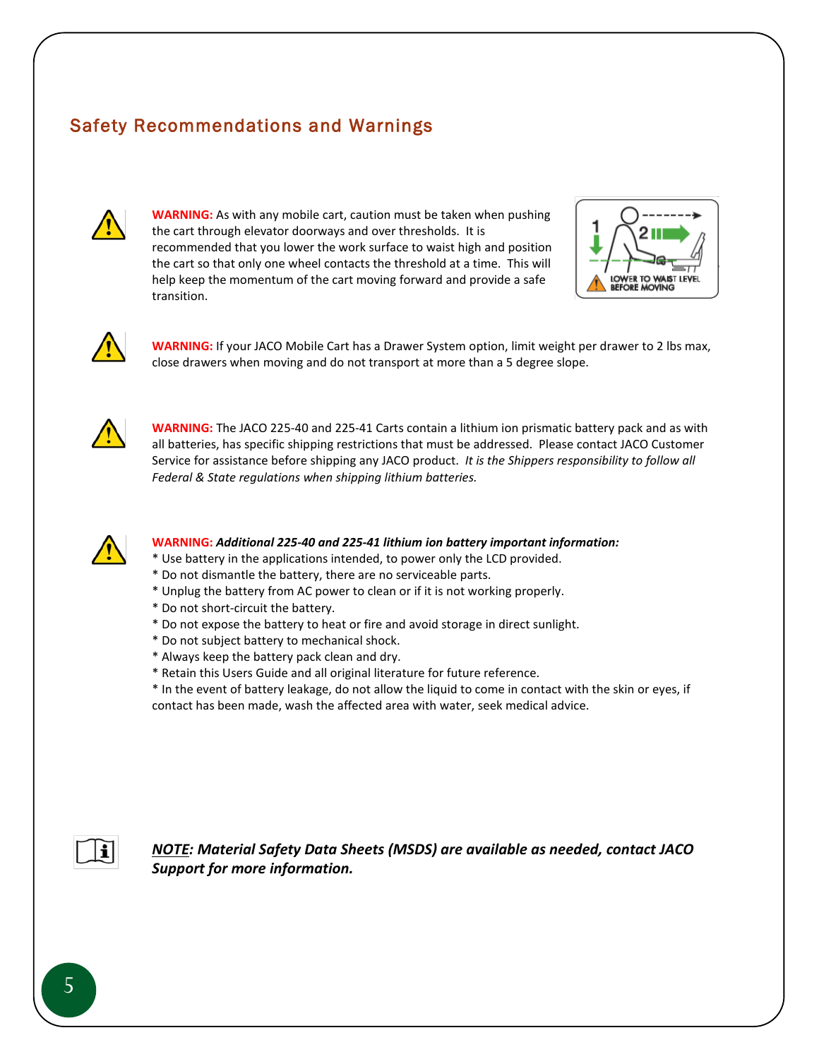## Safety Recommendations and Warnings

**WARNING:** As with any mobile cart, caution must be taken when pushing the cart through elevator doorways and over thresholds. It is recommended that you lower the work surface to waist high and position the cart so that only one wheel contacts the threshold at a time. This will help keep the momentum of the cart moving forward and provide a safe transition.

1 2

LOWER TO WAIST LEVEL BEFORE MOVING

**WARNING:** If your JACO Mobile Cart has a Drawer System option, limit weight per drawer to 2 lbs max, close drawers when moving and do not transport at more than a 5 degree slope.

**WARNING:** The JACO 225-40 and 225-41 Carts contain a lithium ion prismatic battery pack and as with all batteries, has specific shipping restrictions that must be addressed. Please contact JACO Customer Service for assistance before shipping any JACO product. *It is the Shippers responsibility to follow all Federal & State regulations when shipping lithium batteries.*

**WARNING:** ***Additional 225-40 and 225-41 lithium ion battery important information:***

* Use battery in the applications intended, to power only the LCD provided.
* Do not dismantle the battery, there are no serviceable parts.
* Unplug the battery from AC power to clean or if it is not working properly.
* Do not short-circuit the battery.
* Do not expose the battery to heat or fire and avoid storage in direct sunlight.
* Do not subject battery to mechanical shock.
* Always keep the battery pack clean and dry.
* Retain this Users Guide and all original literature for future reference.
* In the event of battery leakage, do not allow the liquid to come in contact with the skin or eyes, if contact has been made, wash the affected area with water, seek medical advice.

***NOTE: Material Safety Data Sheets (MSDS) are available as needed, contact JACO Support for more information.***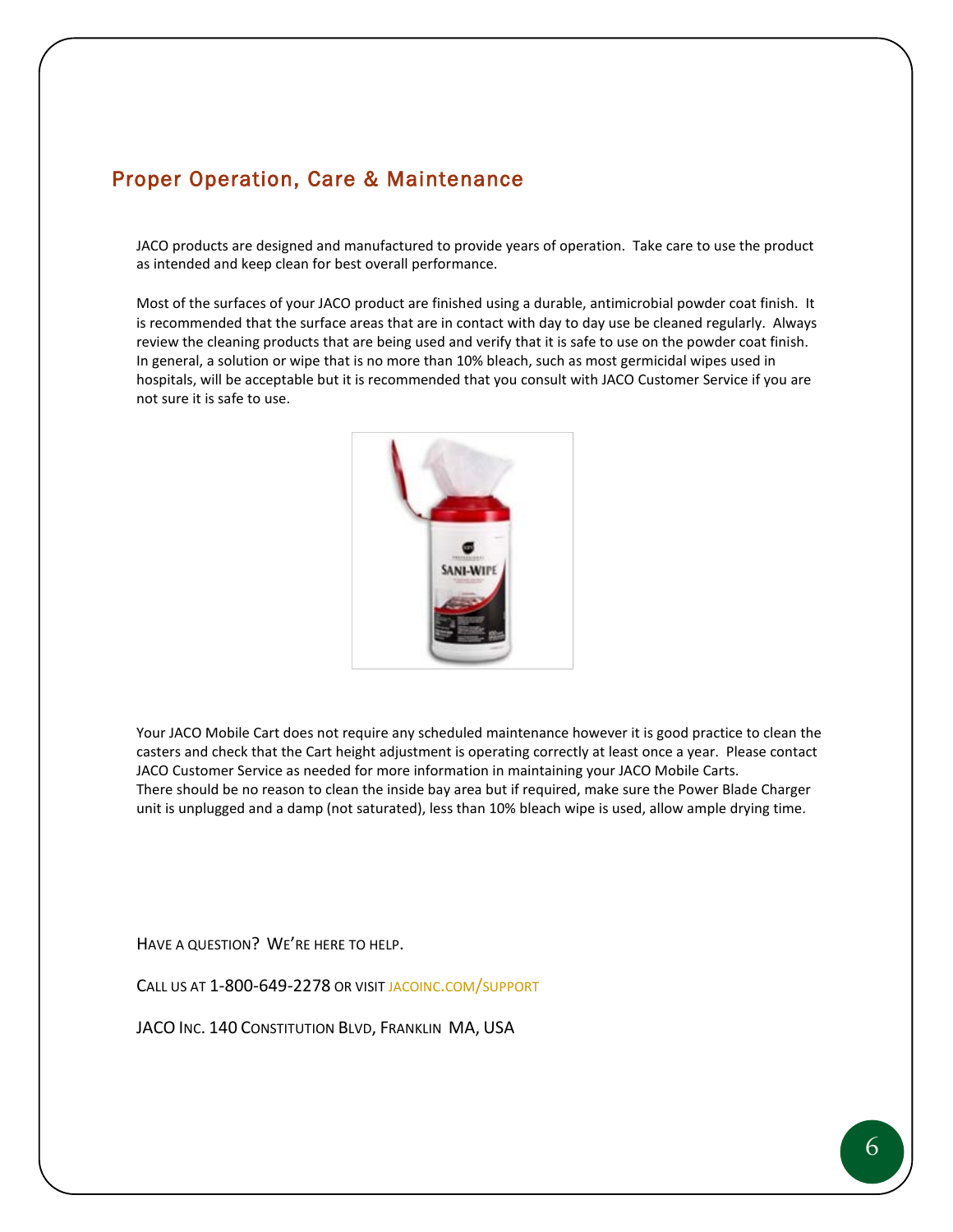## Proper Operation, Care & Maintenance

JACO products are designed and manufactured to provide years of operation. Take care to use the product as intended and keep clean for best overall performance.

Most of the surfaces of your JACO product are finished using a durable, antimicrobial powder coat finish. It is recommended that the surface areas that are in contact with day to day use be cleaned regularly. Always review the cleaning products that are being used and verify that it is safe to use on the powder coat finish. In general, a solution or wipe that is no more than 10% bleach, such as most germicidal wipes used in hospitals, will be acceptable but it is recommended that you consult with JACO Customer Service if you are not sure it is safe to use.

Your JACO Mobile Cart does not require any scheduled maintenance however it is good practice to clean the casters and check that the Cart height adjustment is operating correctly at least once a year. Please contact JACO Customer Service as needed for more information in maintaining your JACO Mobile Carts.
There should be no reason to clean the inside bay area but if required, make sure the Power Blade Charger unit is unplugged and a damp (not saturated), less than 10% bleach wipe is used, allow ample drying time.

HAVE A QUESTION? WE'RE HERE TO HELP.

CALL US AT 1-800-649-2278 OR VISIT JACOINC.COM/SUPPORT

JACO INC. 140 CONSTITUTION BLVD, FRANKLIN MA, USA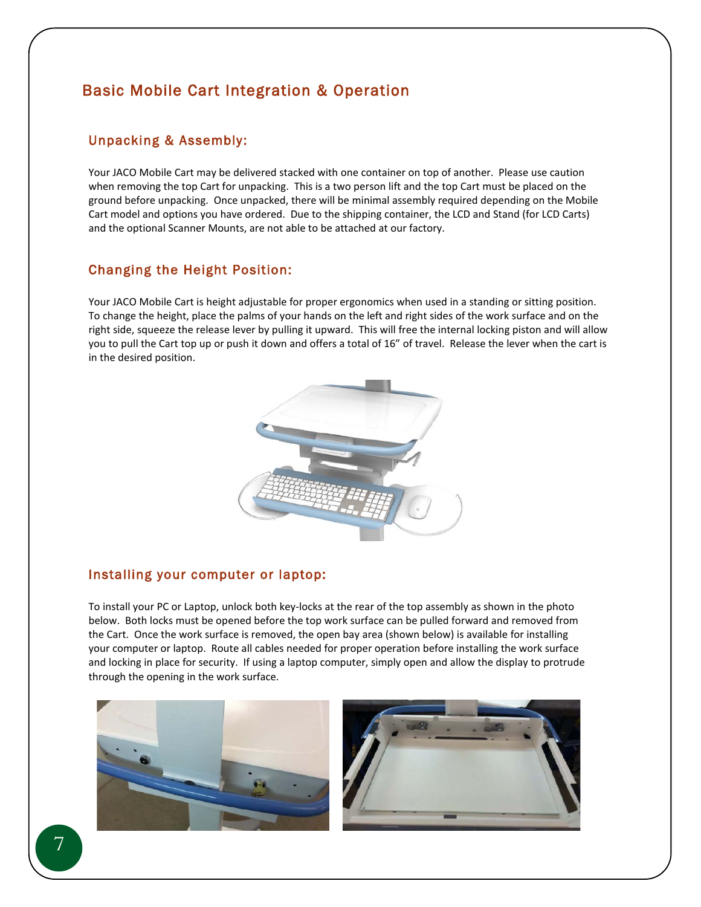# Basic Mobile Cart Integration & Operation

## Unpacking & Assembly:

Your JACO Mobile Cart may be delivered stacked with one container on top of another. Please use caution when removing the top Cart for unpacking. This is a two person lift and the top Cart must be placed on the ground before unpacking. Once unpacked, there will be minimal assembly required depending on the Mobile Cart model and options you have ordered. Due to the shipping container, the LCD and Stand (for LCD Carts) and the optional Scanner Mounts, are not able to be attached at our factory.

## Changing the Height Position:

Your JACO Mobile Cart is height adjustable for proper ergonomics when used in a standing or sitting position. To change the height, place the palms of your hands on the left and right sides of the work surface and on the right side, squeeze the release lever by pulling it upward. This will free the internal locking piston and will allow you to pull the Cart top up or push it down and offers a total of 16" of travel. Release the lever when the cart is in the desired position.

## Installing your computer or laptop:

To install your PC or Laptop, unlock both key-locks at the rear of the top assembly as shown in the photo below. Both locks must be opened before the top work surface can be pulled forward and removed from the Cart. Once the work surface is removed, the open bay area (shown below) is available for installing your computer or laptop. Route all cables needed for proper operation before installing the work surface and locking in place for security. If using a laptop computer, simply open and allow the display to protrude through the opening in the work surface.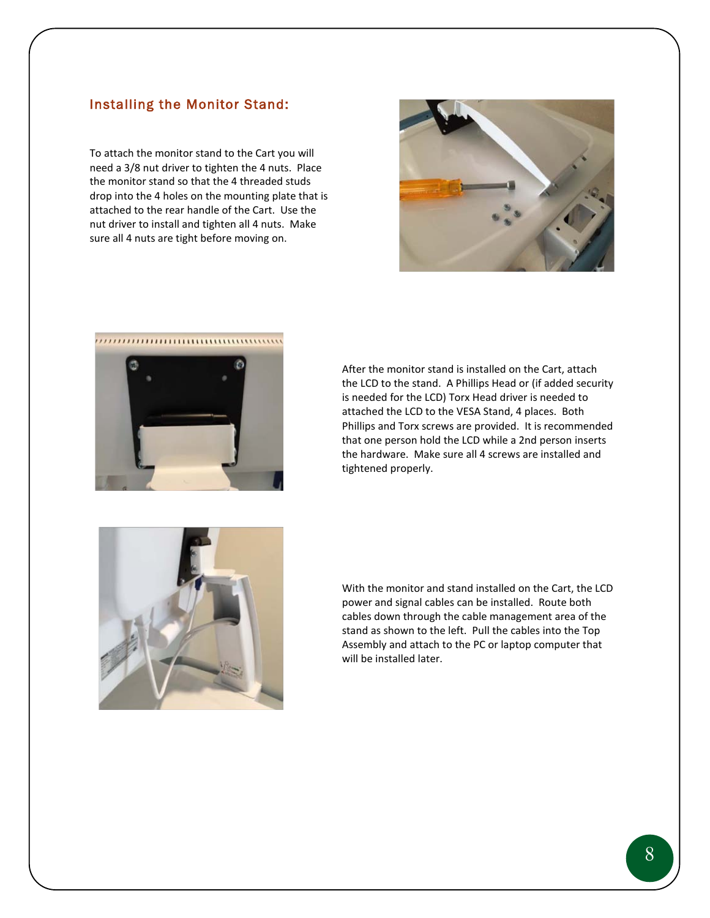## Installing the Monitor Stand:

To attach the monitor stand to the Cart you will need a 3/8 nut driver to tighten the 4 nuts. Place the monitor stand so that the 4 threaded studs drop into the 4 holes on the mounting plate that is attached to the rear handle of the Cart. Use the nut driver to install and tighten all 4 nuts. Make sure all 4 nuts are tight before moving on.

After the monitor stand is installed on the Cart, attach the LCD to the stand. A Phillips Head or (if added security is needed for the LCD) Torx Head driver is needed to attached the LCD to the VESA Stand, 4 places. Both Phillips and Torx screws are provided. It is recommended that one person hold the LCD while a 2nd person inserts the hardware. Make sure all 4 screws are installed and tightened properly.

With the monitor and stand installed on the Cart, the LCD power and signal cables can be installed. Route both cables down through the cable management area of the stand as shown to the left. Pull the cables into the Top Assembly and attach to the PC or laptop computer that will be installed later.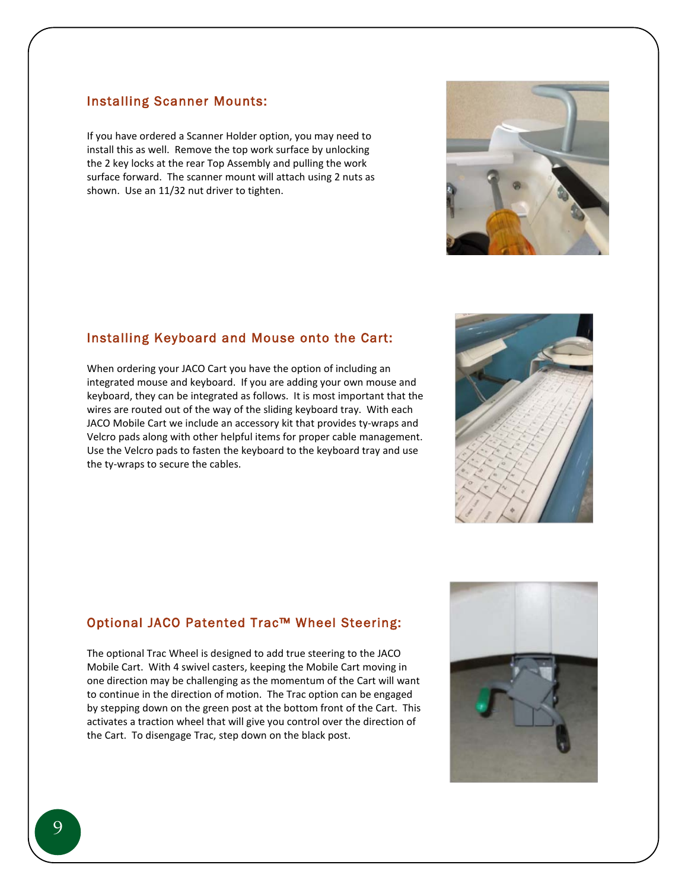## Installing Scanner Mounts:

If you have ordered a Scanner Holder option, you may need to install this as well. Remove the top work surface by unlocking the 2 key locks at the rear Top Assembly and pulling the work surface forward. The scanner mount will attach using 2 nuts as shown. Use an 11/32 nut driver to tighten.

## Installing Keyboard and Mouse onto the Cart:

When ordering your JACO Cart you have the option of including an integrated mouse and keyboard. If you are adding your own mouse and keyboard, they can be integrated as follows. It is most important that the wires are routed out of the way of the sliding keyboard tray. With each JACO Mobile Cart we include an accessory kit that provides ty-wraps and Velcro pads along with other helpful items for proper cable management. Use the Velcro pads to fasten the keyboard to the keyboard tray and use the ty-wraps to secure the cables.

## Optional JACO Patented Trac™ Wheel Steering:

The optional Trac Wheel is designed to add true steering to the JACO Mobile Cart. With 4 swivel casters, keeping the Mobile Cart moving in one direction may be challenging as the momentum of the Cart will want to continue in the direction of motion. The Trac option can be engaged by stepping down on the green post at the bottom front of the Cart. This activates a traction wheel that will give you control over the direction of the Cart. To disengage Trac, step down on the black post.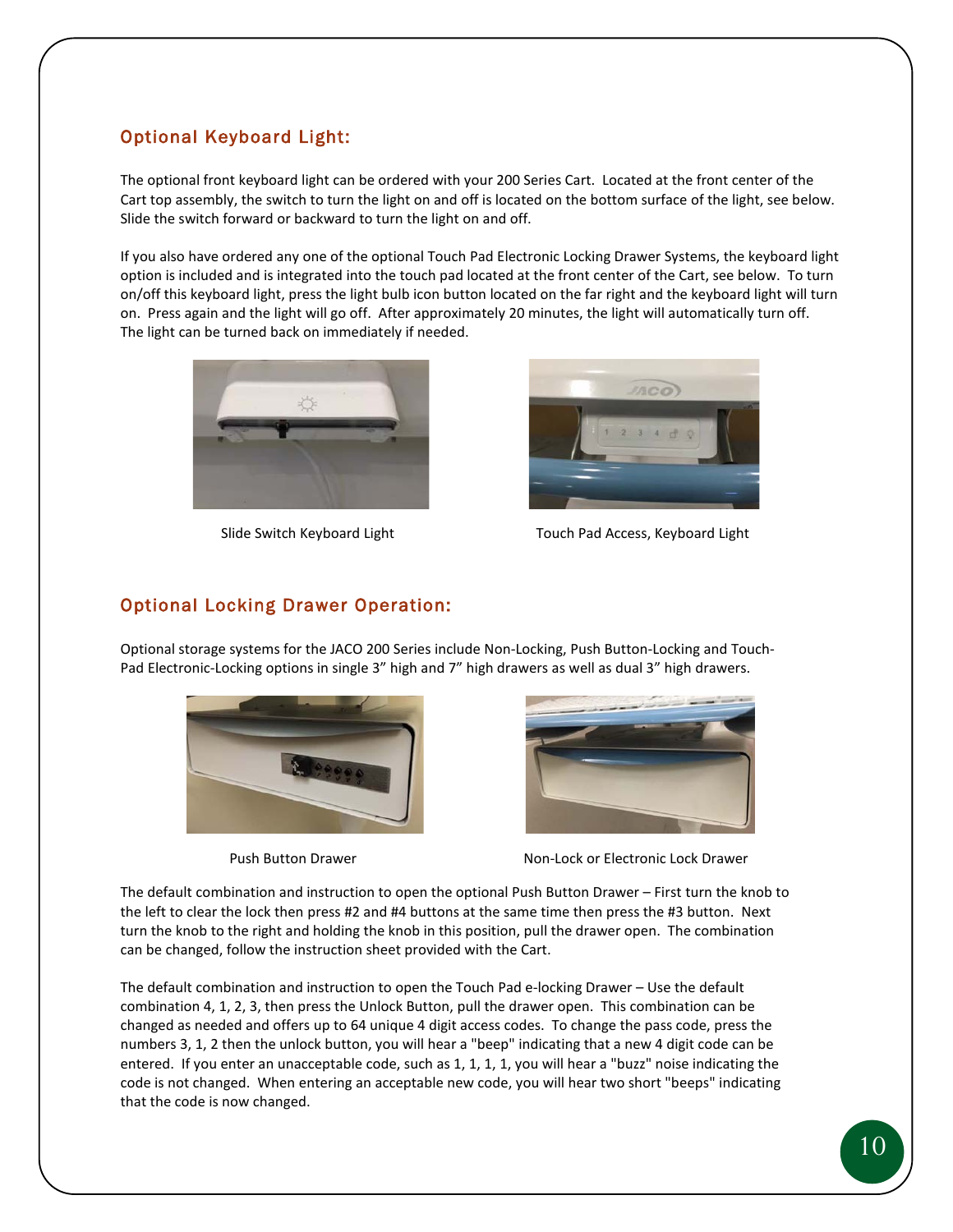## Optional Keyboard Light:

The optional front keyboard light can be ordered with your 200 Series Cart. Located at the front center of the Cart top assembly, the switch to turn the light on and off is located on the bottom surface of the light, see below. Slide the switch forward or backward to turn the light on and off.

If you also have ordered any one of the optional Touch Pad Electronic Locking Drawer Systems, the keyboard light option is included and is integrated into the touch pad located at the front center of the Cart, see below. To turn on/off this keyboard light, press the light bulb icon button located on the far right and the keyboard light will turn on. Press again and the light will go off. After approximately 20 minutes, the light will automatically turn off. The light can be turned back on immediately if needed.

Slide Switch Keyboard Light

Touch Pad Access, Keyboard Light

## Optional Locking Drawer Operation:

Optional storage systems for the JACO 200 Series include Non-Locking, Push Button-Locking and Touch-Pad Electronic-Locking options in single 3" high and 7" high drawers as well as dual 3" high drawers.

Push Button Drawer

Non-Lock or Electronic Lock Drawer

The default combination and instruction to open the optional Push Button Drawer – First turn the knob to the left to clear the lock then press #2 and #4 buttons at the same time then press the #3 button. Next turn the knob to the right and holding the knob in this position, pull the drawer open. The combination can be changed, follow the instruction sheet provided with the Cart.

The default combination and instruction to open the Touch Pad e-locking Drawer – Use the default combination 4, 1, 2, 3, then press the Unlock Button, pull the drawer open. This combination can be changed as needed and offers up to 64 unique 4 digit access codes. To change the pass code, press the numbers 3, 1, 2 then the unlock button, you will hear a "beep" indicating that a new 4 digit code can be entered. If you enter an unacceptable code, such as 1, 1, 1, 1, you will hear a "buzz" noise indicating the code is not changed. When entering an acceptable new code, you will hear two short "beeps" indicating that the code is now changed.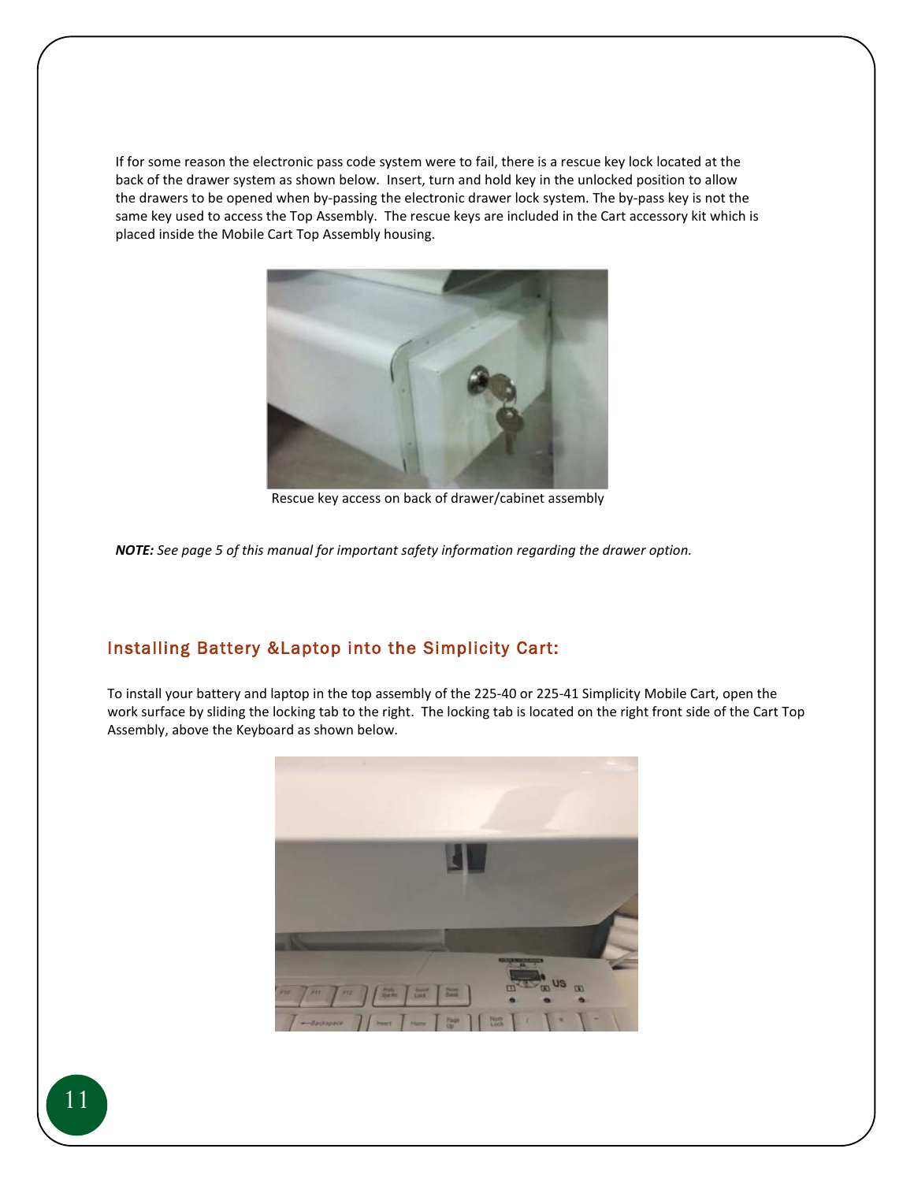If for some reason the electronic pass code system were to fail, there is a rescue key lock located at the back of the drawer system as shown below. Insert, turn and hold key in the unlocked position to allow the drawers to be opened when by-passing the electronic drawer lock system. The by-pass key is not the same key used to access the Top Assembly. The rescue keys are included in the Cart accessory kit which is placed inside the Mobile Cart Top Assembly housing.

Rescue key access on back of drawer/cabinet assembly

***NOTE:*** *See page 5 of this manual for important safety information regarding the drawer option.*

## Installing Battery &Laptop into the Simplicity Cart:

To install your battery and laptop in the top assembly of the 225-40 or 225-41 Simplicity Mobile Cart, open the work surface by sliding the locking tab to the right. The locking tab is located on the right front side of the Cart Top Assembly, above the Keyboard as shown below.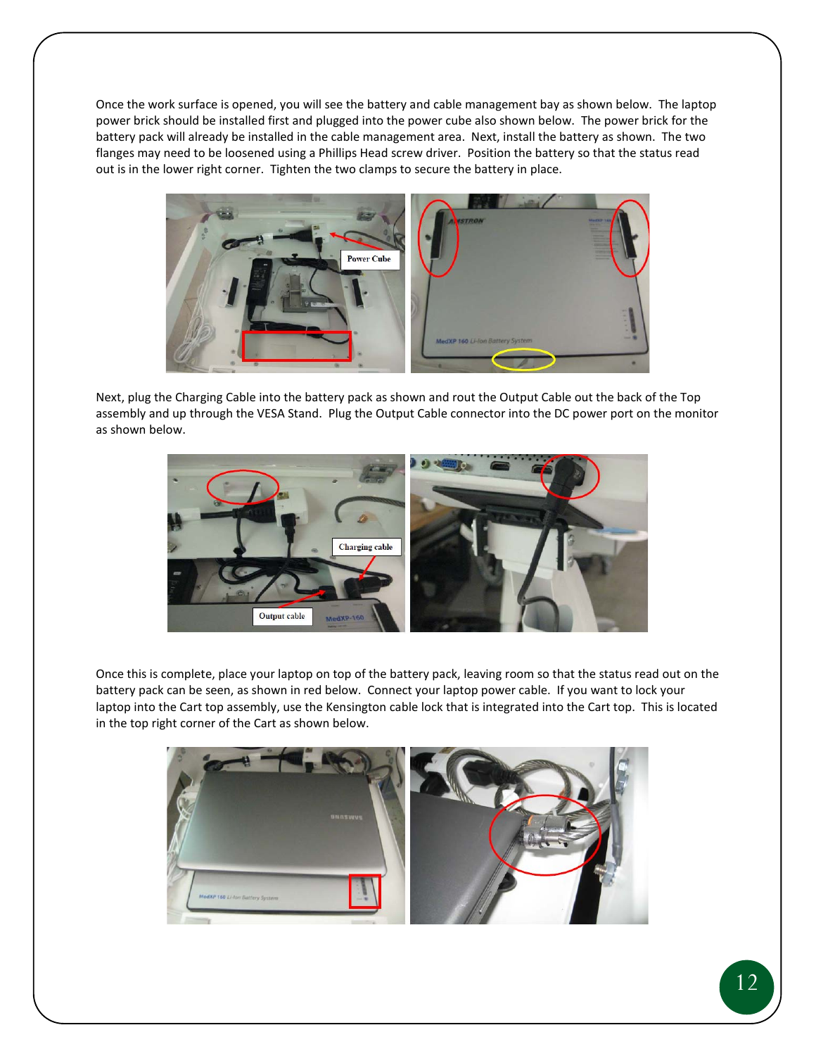Once the work surface is opened, you will see the battery and cable management bay as shown below. The laptop power brick should be installed first and plugged into the power cube also shown below. The power brick for the battery pack will already be installed in the cable management area. Next, install the battery as shown. The two flanges may need to be loosened using a Phillips Head screw driver. Position the battery so that the status read out is in the lower right corner. Tighten the two clamps to secure the battery in place.

Next, plug the Charging Cable into the battery pack as shown and rout the Output Cable out the back of the Top assembly and up through the VESA Stand. Plug the Output Cable connector into the DC power port on the monitor as shown below.

Once this is complete, place your laptop on top of the battery pack, leaving room so that the status read out on the battery pack can be seen, as shown in red below. Connect your laptop power cable. If you want to lock your laptop into the Cart top assembly, use the Kensington cable lock that is integrated into the Cart top. This is located in the top right corner of the Cart as shown below.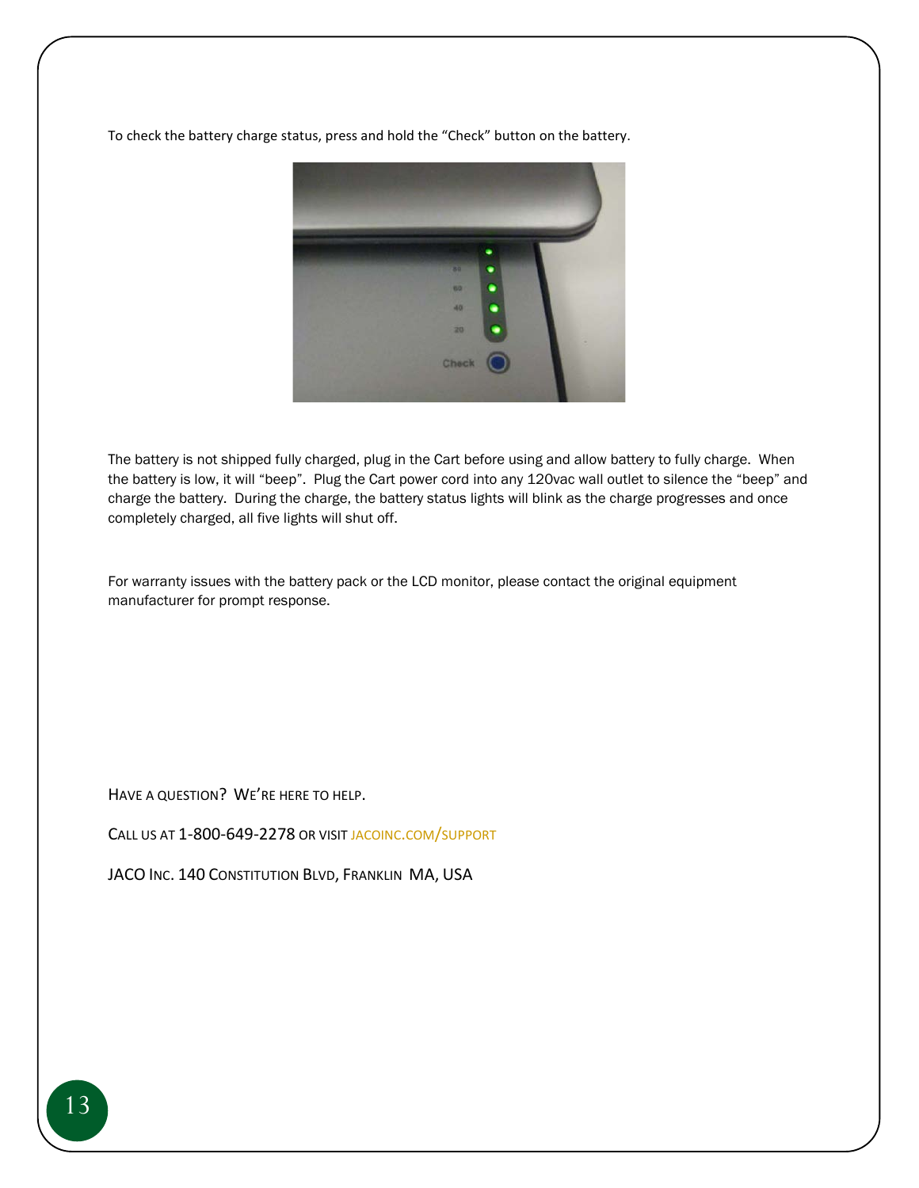To check the battery charge status, press and hold the "Check" button on the battery.

The battery is not shipped fully charged, plug in the Cart before using and allow battery to fully charge. When the battery is low, it will "beep". Plug the Cart power cord into any 120vac wall outlet to silence the "beep" and charge the battery. During the charge, the battery status lights will blink as the charge progresses and once completely charged, all five lights will shut off.

For warranty issues with the battery pack or the LCD monitor, please contact the original equipment manufacturer for prompt response.

HAVE A QUESTION? WE'RE HERE TO HELP.

CALL US AT 1-800-649-2278 OR VISIT JACOINC.COM/SUPPORT

JACO INC. 140 CONSTITUTION BLVD, FRANKLIN MA, USA